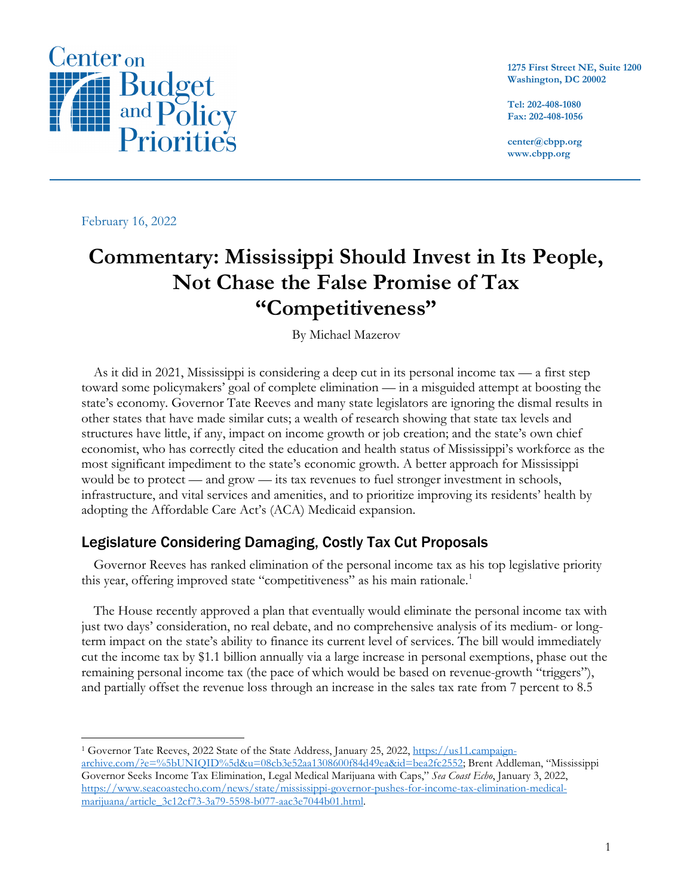Center on Budget and Policy Priorities

1275 First Street NE, Suite 1200
Washington, DC 20002

Tel: 202-408-1080
Fax: 202-408-1056

center@cbpp.org
www.cbpp.org

February 16, 2022

# Commentary: Mississippi Should Invest in Its People, Not Chase the False Promise of Tax "Competitiveness"

By Michael Mazerov

As it did in 2021, Mississippi is considering a deep cut in its personal income tax — a first step toward some policymakers' goal of complete elimination — in a misguided attempt at boosting the state's economy. Governor Tate Reeves and many state legislators are ignoring the dismal results in other states that have made similar cuts; a wealth of research showing that state tax levels and structures have little, if any, impact on income growth or job creation; and the state's own chief economist, who has correctly cited the education and health status of Mississippi's workforce as the most significant impediment to the state's economic growth. A better approach for Mississippi would be to protect — and grow — its tax revenues to fuel stronger investment in schools, infrastructure, and vital services and amenities, and to prioritize improving its residents' health by adopting the Affordable Care Act's (ACA) Medicaid expansion.

## Legislature Considering Damaging, Costly Tax Cut Proposals

Governor Reeves has ranked elimination of the personal income tax as his top legislative priority this year, offering improved state "competitiveness" as his main rationale.[1]

The House recently approved a plan that eventually would eliminate the personal income tax with just two days' consideration, no real debate, and no comprehensive analysis of its medium- or long-term impact on the state's ability to finance its current level of services. The bill would immediately cut the income tax by $1.1 billion annually via a large increase in personal exemptions, phase out the remaining personal income tax (the pace of which would be based on revenue-growth "triggers"), and partially offset the revenue loss through an increase in the sales tax rate from 7 percent to 8.5

---

[1] Governor Tate Reeves, 2022 State of the State Address, January 25, 2022, https://us11.campaign-archive.com/?e=%5bUNIQID%5d&u=08cb3e52aa1308600f84d49ea&id=bea2fc2552; Brent Addleman, "Mississippi Governor Seeks Income Tax Elimination, Legal Medical Marijuana with Caps," *Sea Coast Echo*, January 3, 2022, https://www.seacoastecho.com/news/state/mississippi-governor-pushes-for-income-tax-elimination-medical-marijuana/article_3c12cf73-3a79-5598-b077-aac3e7044b01.html.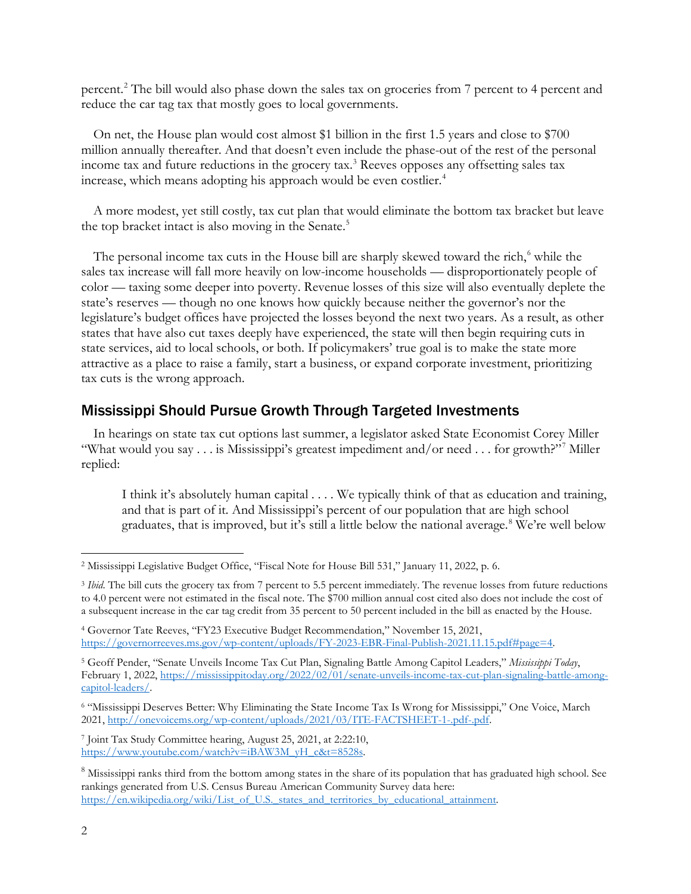percent.[2] The bill would also phase down the sales tax on groceries from 7 percent to 4 percent and reduce the car tag tax that mostly goes to local governments.

On net, the House plan would cost almost $1 billion in the first 1.5 years and close to $700 million annually thereafter. And that doesn't even include the phase-out of the rest of the personal income tax and future reductions in the grocery tax.[3] Reeves opposes any offsetting sales tax increase, which means adopting his approach would be even costlier.[4]

A more modest, yet still costly, tax cut plan that would eliminate the bottom tax bracket but leave the top bracket intact is also moving in the Senate.[5]

The personal income tax cuts in the House bill are sharply skewed toward the rich,[6] while the sales tax increase will fall more heavily on low-income households — disproportionately people of color — taxing some deeper into poverty. Revenue losses of this size will also eventually deplete the state's reserves — though no one knows how quickly because neither the governor's nor the legislature's budget offices have projected the losses beyond the next two years. As a result, as other states that have also cut taxes deeply have experienced, the state will then begin requiring cuts in state services, aid to local schools, or both. If policymakers' true goal is to make the state more attractive as a place to raise a family, start a business, or expand corporate investment, prioritizing tax cuts is the wrong approach.

## Mississippi Should Pursue Growth Through Targeted Investments

In hearings on state tax cut options last summer, a legislator asked State Economist Corey Miller "What would you say . . . is Mississippi's greatest impediment and/or need . . . for growth?"[7] Miller replied:

> I think it's absolutely human capital . . . . We typically think of that as education and training, and that is part of it. And Mississippi's percent of our population that are high school graduates, that is improved, but it's still a little below the national average.[8] We're well below

---

[2] Mississippi Legislative Budget Office, "Fiscal Note for House Bill 531," January 11, 2022, p. 6.

[3] *Ibid*. The bill cuts the grocery tax from 7 percent to 5.5 percent immediately. The revenue losses from future reductions to 4.0 percent were not estimated in the fiscal note. The $700 million annual cost cited also does not include the cost of a subsequent increase in the car tag credit from 35 percent to 50 percent included in the bill as enacted by the House.

[4] Governor Tate Reeves, "FY23 Executive Budget Recommendation," November 15, 2021, https://governorreeves.ms.gov/wp-content/uploads/FY-2023-EBR-Final-Publish-2021.11.15.pdf#page=4.

[5] Geoff Pender, "Senate Unveils Income Tax Cut Plan, Signaling Battle Among Capitol Leaders," *Mississippi Today*, February 1, 2022, https://mississippitoday.org/2022/02/01/senate-unveils-income-tax-cut-plan-signaling-battle-among-capitol-leaders/.

[6] "Mississippi Deserves Better: Why Eliminating the State Income Tax Is Wrong for Mississippi," One Voice, March 2021, http://onevoicems.org/wp-content/uploads/2021/03/ITE-FACTSHEET-1-.pdf-.pdf.

[7] Joint Tax Study Committee hearing, August 25, 2021, at 2:22:10, https://www.youtube.com/watch?v=iBAW3M_yH_c&t=8528s.

[8] Mississippi ranks third from the bottom among states in the share of its population that has graduated high school. See rankings generated from U.S. Census Bureau American Community Survey data here: https://en.wikipedia.org/wiki/List_of_U.S._states_and_territories_by_educational_attainment.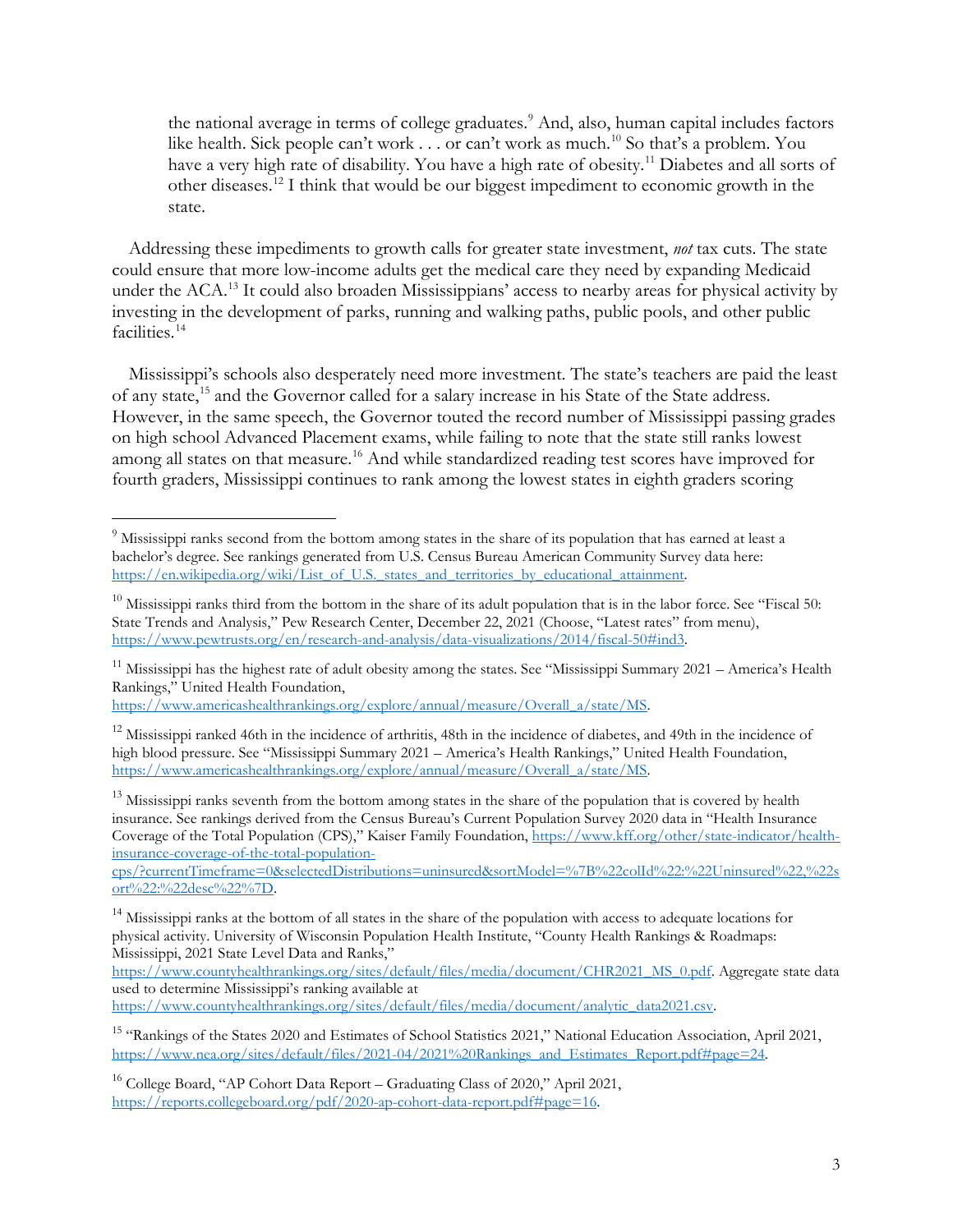> the national average in terms of college graduates.[9] And, also, human capital includes factors like health. Sick people can't work . . . or can't work as much.[10] So that's a problem. You have a very high rate of disability. You have a high rate of obesity.[11] Diabetes and all sorts of other diseases.[12] I think that would be our biggest impediment to economic growth in the state.

Addressing these impediments to growth calls for greater state investment, *not* tax cuts. The state could ensure that more low-income adults get the medical care they need by expanding Medicaid under the ACA.[13] It could also broaden Mississippians' access to nearby areas for physical activity by investing in the development of parks, running and walking paths, public pools, and other public facilities.[14]

Mississippi's schools also desperately need more investment. The state's teachers are paid the least of any state,[15] and the Governor called for a salary increase in his State of the State address. However, in the same speech, the Governor touted the record number of Mississippi passing grades on high school Advanced Placement exams, while failing to note that the state still ranks lowest among all states on that measure.[16] And while standardized reading test scores have improved for fourth graders, Mississippi continues to rank among the lowest states in eighth graders scoring

---

[9] Mississippi ranks second from the bottom among states in the share of its population that has earned at least a bachelor's degree. See rankings generated from U.S. Census Bureau American Community Survey data here: https://en.wikipedia.org/wiki/List_of_U.S._states_and_territories_by_educational_attainment.

[10] Mississippi ranks third from the bottom in the share of its adult population that is in the labor force. See "Fiscal 50: State Trends and Analysis," Pew Research Center, December 22, 2021 (Choose, "Latest rates" from menu), https://www.pewtrusts.org/en/research-and-analysis/data-visualizations/2014/fiscal-50#ind3.

[11] Mississippi has the highest rate of adult obesity among the states. See "Mississippi Summary 2021 – America's Health Rankings," United Health Foundation, https://www.americashealthrankings.org/explore/annual/measure/Overall_a/state/MS.

[12] Mississippi ranked 46th in the incidence of arthritis, 48th in the incidence of diabetes, and 49th in the incidence of high blood pressure. See "Mississippi Summary 2021 – America's Health Rankings," United Health Foundation, https://www.americashealthrankings.org/explore/annual/measure/Overall_a/state/MS.

[13] Mississippi ranks seventh from the bottom among states in the share of the population that is covered by health insurance. See rankings derived from the Census Bureau's Current Population Survey 2020 data in "Health Insurance Coverage of the Total Population (CPS)," Kaiser Family Foundation, https://www.kff.org/other/state-indicator/health-insurance-coverage-of-the-total-population-cps/?currentTimeframe=0&selectedDistributions=uninsured&sortModel=%7B%22colId%22:%22Uninsured%22,%22sort%22:%22desc%22%7D.

[14] Mississippi ranks at the bottom of all states in the share of the population with access to adequate locations for physical activity. University of Wisconsin Population Health Institute, "County Health Rankings & Roadmaps: Mississippi, 2021 State Level Data and Ranks," https://www.countyhealthrankings.org/sites/default/files/media/document/CHR2021_MS_0.pdf. Aggregate state data used to determine Mississippi's ranking available at https://www.countyhealthrankings.org/sites/default/files/media/document/analytic_data2021.csv.

[15] "Rankings of the States 2020 and Estimates of School Statistics 2021," National Education Association, April 2021, https://www.nea.org/sites/default/files/2021-04/2021%20Rankings_and_Estimates_Report.pdf#page=24.

[16] College Board, "AP Cohort Data Report – Graduating Class of 2020," April 2021, https://reports.collegeboard.org/pdf/2020-ap-cohort-data-report.pdf#page=16.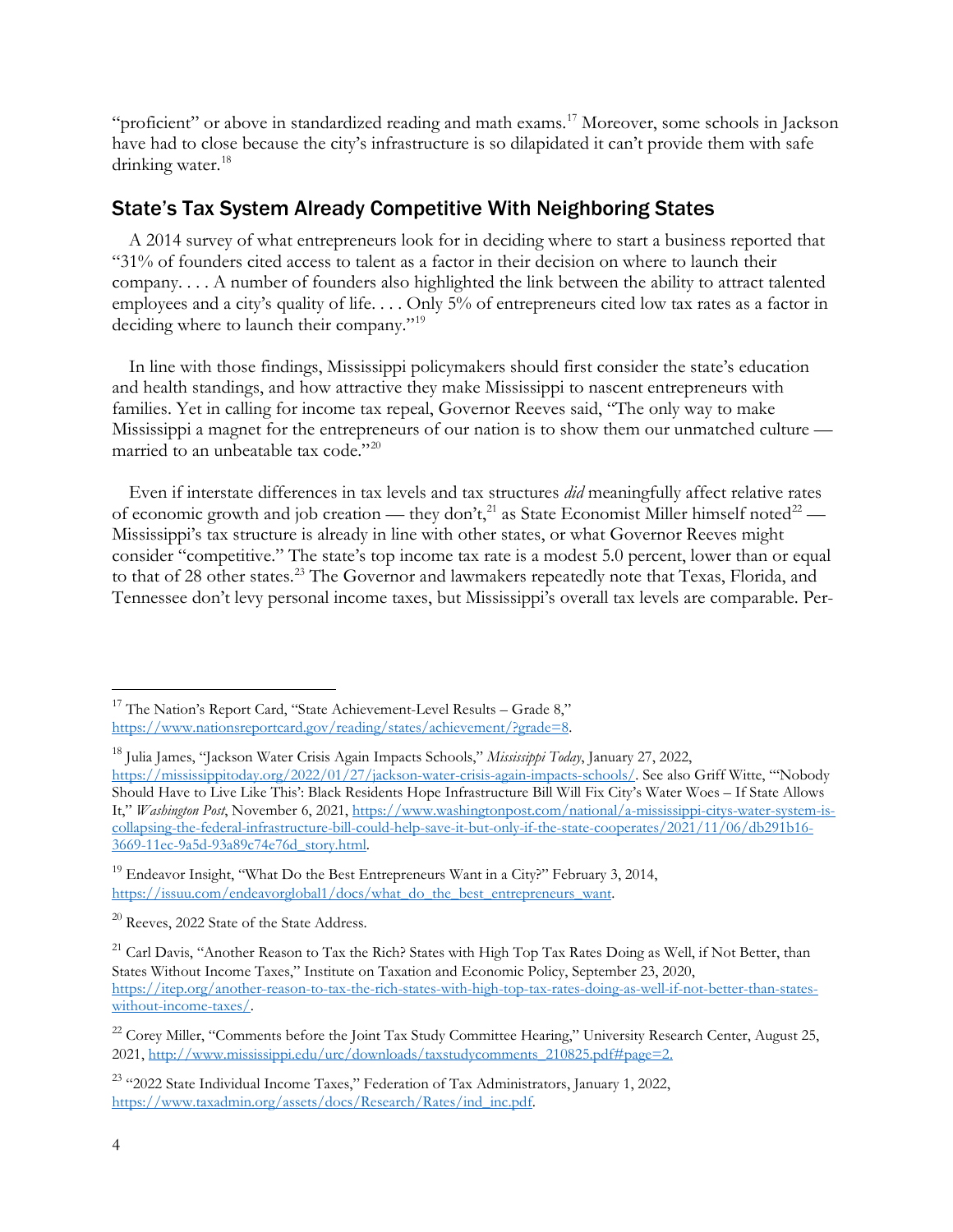"proficient" or above in standardized reading and math exams.[17] Moreover, some schools in Jackson have had to close because the city's infrastructure is so dilapidated it can't provide them with safe drinking water.[18]

## State's Tax System Already Competitive With Neighboring States

A 2014 survey of what entrepreneurs look for in deciding where to start a business reported that "31% of founders cited access to talent as a factor in their decision on where to launch their company. . . . A number of founders also highlighted the link between the ability to attract talented employees and a city's quality of life. . . . Only 5% of entrepreneurs cited low tax rates as a factor in deciding where to launch their company."[19]

In line with those findings, Mississippi policymakers should first consider the state's education and health standings, and how attractive they make Mississippi to nascent entrepreneurs with families. Yet in calling for income tax repeal, Governor Reeves said, "The only way to make Mississippi a magnet for the entrepreneurs of our nation is to show them our unmatched culture — married to an unbeatable tax code."[20]

Even if interstate differences in tax levels and tax structures *did* meaningfully affect relative rates of economic growth and job creation — they don't,[21] as State Economist Miller himself noted[22] — Mississippi's tax structure is already in line with other states, or what Governor Reeves might consider "competitive." The state's top income tax rate is a modest 5.0 percent, lower than or equal to that of 28 other states.[23] The Governor and lawmakers repeatedly note that Texas, Florida, and Tennessee don't levy personal income taxes, but Mississippi's overall tax levels are comparable. Per-

---

[17] The Nation's Report Card, "State Achievement-Level Results – Grade 8," https://www.nationsreportcard.gov/reading/states/achievement/?grade=8.

[18] Julia James, "Jackson Water Crisis Again Impacts Schools," *Mississippi Today*, January 27, 2022, https://mississippitoday.org/2022/01/27/jackson-water-crisis-again-impacts-schools/. See also Griff Witte, "'Nobody Should Have to Live Like This': Black Residents Hope Infrastructure Bill Will Fix City's Water Woes – If State Allows It," *Washington Post*, November 6, 2021, https://www.washingtonpost.com/national/a-mississippi-citys-water-system-is-collapsing-the-federal-infrastructure-bill-could-help-save-it-but-only-if-the-state-cooperates/2021/11/06/db291b16-3669-11ec-9a5d-93a89c74e76d_story.html.

[19] Endeavor Insight, "What Do the Best Entrepreneurs Want in a City?" February 3, 2014, https://issuu.com/endeavorglobal1/docs/what_do_the_best_entrepreneurs_want.

[20] Reeves, 2022 State of the State Address.

[21] Carl Davis, "Another Reason to Tax the Rich? States with High Top Tax Rates Doing as Well, if Not Better, than States Without Income Taxes," Institute on Taxation and Economic Policy, September 23, 2020, https://itep.org/another-reason-to-tax-the-rich-states-with-high-top-tax-rates-doing-as-well-if-not-better-than-states-without-income-taxes/.

[22] Corey Miller, "Comments before the Joint Tax Study Committee Hearing," University Research Center, August 25, 2021, http://www.mississippi.edu/urc/downloads/taxstudycomments_210825.pdf#page=2.

[23] "2022 State Individual Income Taxes," Federation of Tax Administrators, January 1, 2022, https://www.taxadmin.org/assets/docs/Research/Rates/ind_inc.pdf.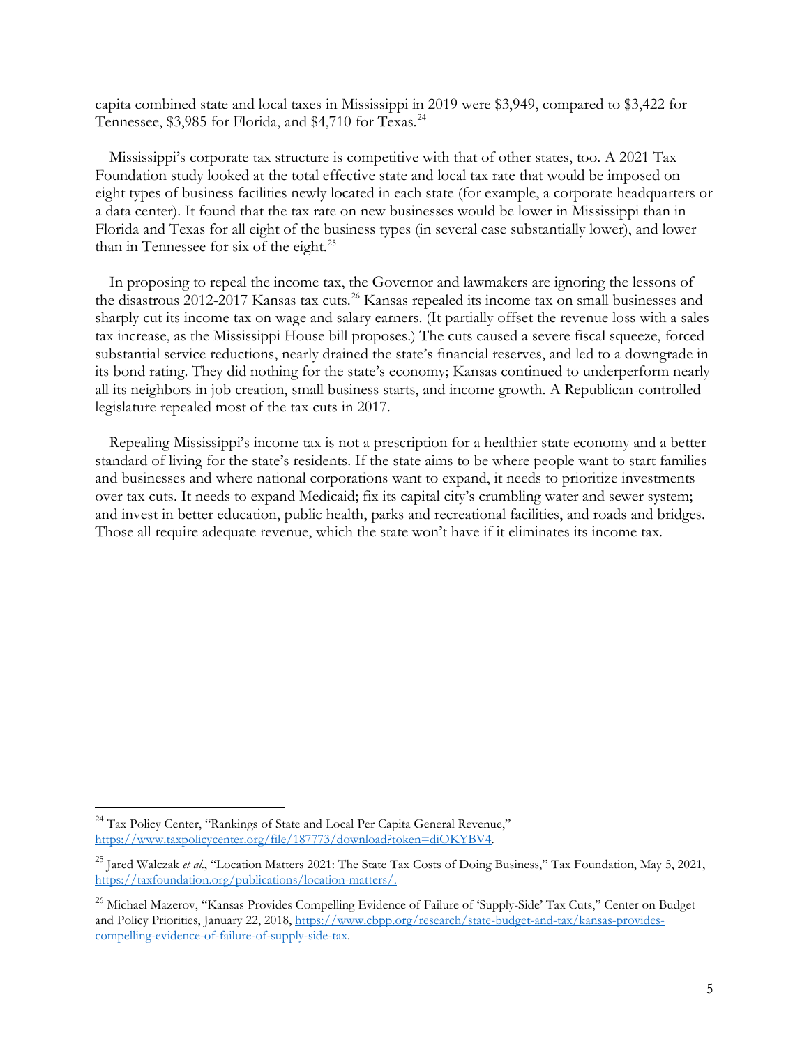capita combined state and local taxes in Mississippi in 2019 were $3,949, compared to $3,422 for Tennessee, $3,985 for Florida, and $4,710 for Texas.[24]

Mississippi's corporate tax structure is competitive with that of other states, too. A 2021 Tax Foundation study looked at the total effective state and local tax rate that would be imposed on eight types of business facilities newly located in each state (for example, a corporate headquarters or a data center). It found that the tax rate on new businesses would be lower in Mississippi than in Florida and Texas for all eight of the business types (in several case substantially lower), and lower than in Tennessee for six of the eight.[25]

In proposing to repeal the income tax, the Governor and lawmakers are ignoring the lessons of the disastrous 2012-2017 Kansas tax cuts.[26] Kansas repealed its income tax on small businesses and sharply cut its income tax on wage and salary earners. (It partially offset the revenue loss with a sales tax increase, as the Mississippi House bill proposes.) The cuts caused a severe fiscal squeeze, forced substantial service reductions, nearly drained the state's financial reserves, and led to a downgrade in its bond rating. They did nothing for the state's economy; Kansas continued to underperform nearly all its neighbors in job creation, small business starts, and income growth. A Republican-controlled legislature repealed most of the tax cuts in 2017.

Repealing Mississippi's income tax is not a prescription for a healthier state economy and a better standard of living for the state's residents. If the state aims to be where people want to start families and businesses and where national corporations want to expand, it needs to prioritize investments over tax cuts. It needs to expand Medicaid; fix its capital city's crumbling water and sewer system; and invest in better education, public health, parks and recreational facilities, and roads and bridges. Those all require adequate revenue, which the state won't have if it eliminates its income tax.

---

[24] Tax Policy Center, "Rankings of State and Local Per Capita General Revenue," https://www.taxpolicycenter.org/file/187773/download?token=diOKYBV4.

[25] Jared Walczak *et al.*, "Location Matters 2021: The State Tax Costs of Doing Business," Tax Foundation, May 5, 2021, https://taxfoundation.org/publications/location-matters/.

[26] Michael Mazerov, "Kansas Provides Compelling Evidence of Failure of 'Supply-Side' Tax Cuts," Center on Budget and Policy Priorities, January 22, 2018, https://www.cbpp.org/research/state-budget-and-tax/kansas-provides-compelling-evidence-of-failure-of-supply-side-tax.